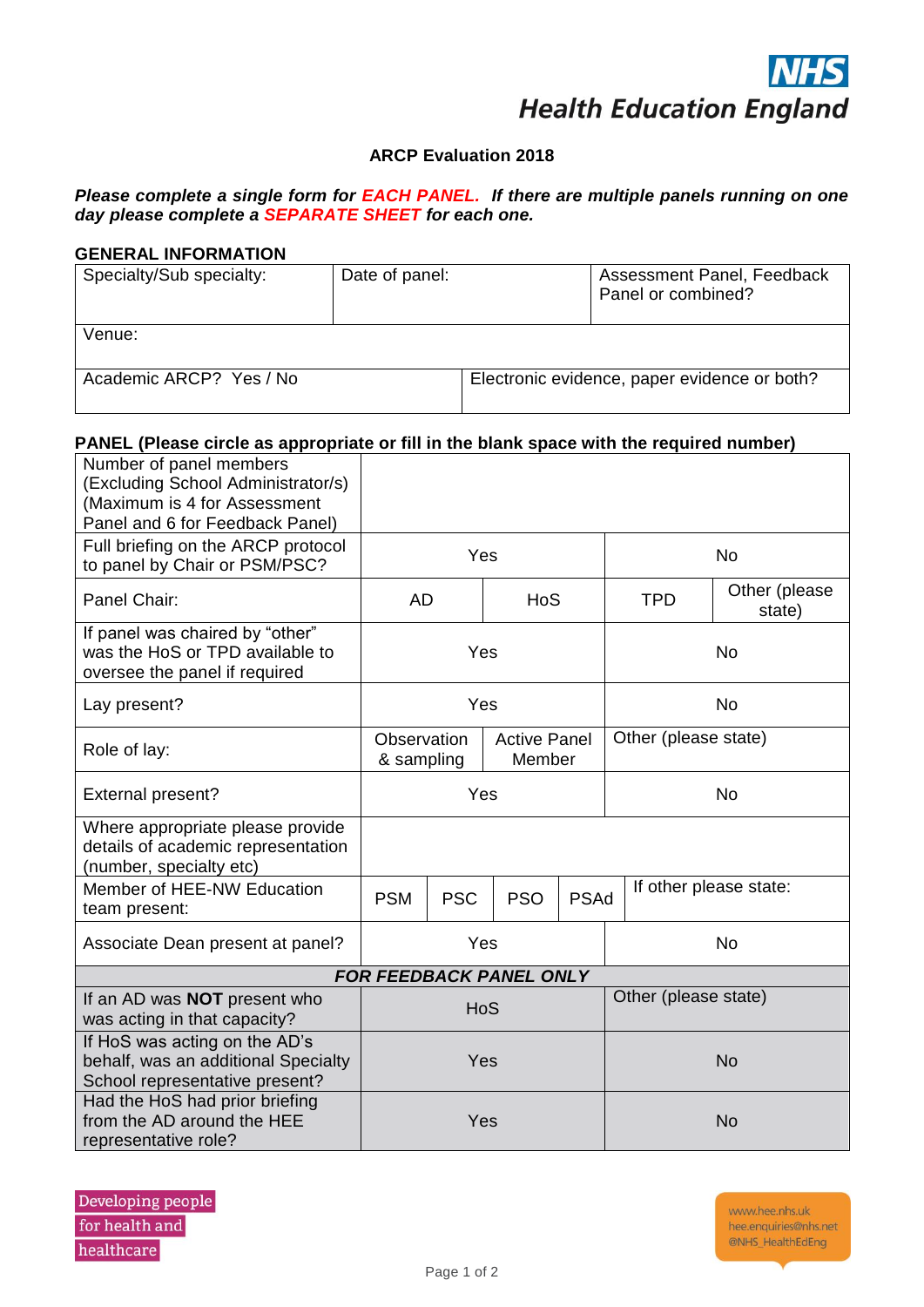NHS
Health Education England

# ARCP Evaluation 2018

***Please complete a single form for EACH PANEL. If there are multiple panels running on one day please complete a SEPARATE SHEET for each one.***

## GENERAL INFORMATION

| Specialty/Sub specialty: | Date of panel: | Assessment Panel, Feedback Panel or combined? |
|---|---|---|
| Venue: | | |
| Academic ARCP? Yes / No | Electronic evidence, paper evidence or both? | |

## PANEL (Please circle as appropriate or fill in the blank space with the required number)

| | | | | | |
|---|---|---|---|---|---|
| Number of panel members (Excluding School Administrator/s) (Maximum is 4 for Assessment Panel and 6 for Feedback Panel) | | | | | |
| Full briefing on the ARCP protocol to panel by Chair or PSM/PSC? | Yes | | No | | |
| Panel Chair: | AD | HoS | TPD | Other (please state) | |
| If panel was chaired by "other" was the HoS or TPD available to oversee the panel if required | Yes | | No | | |
| Lay present? | Yes | | No | | |
| Role of lay: | Observation & sampling | Active Panel Member | Other (please state) | | |
| External present? | Yes | | No | | |
| Where appropriate please provide details of academic representation (number, specialty etc) | | | | | |
| Member of HEE-NW Education team present: | PSM | PSC | PSO | PSAd | If other please state: |
| Associate Dean present at panel? | Yes | | No | | |
| ***FOR FEEDBACK PANEL ONLY*** | | | | | |
| If an AD was **NOT** present who was acting in that capacity? | HoS | | Other (please state) | | |
| If HoS was acting on the AD's behalf, was an additional Specialty School representative present? | Yes | | No | | |
| Had the HoS had prior briefing from the AD around the HEE representative role? | Yes | | No | | |

Developing people for health and healthcare

www.hee.nhs.uk
hee.enquiries@nhs.net
@NHS_HealthEdEng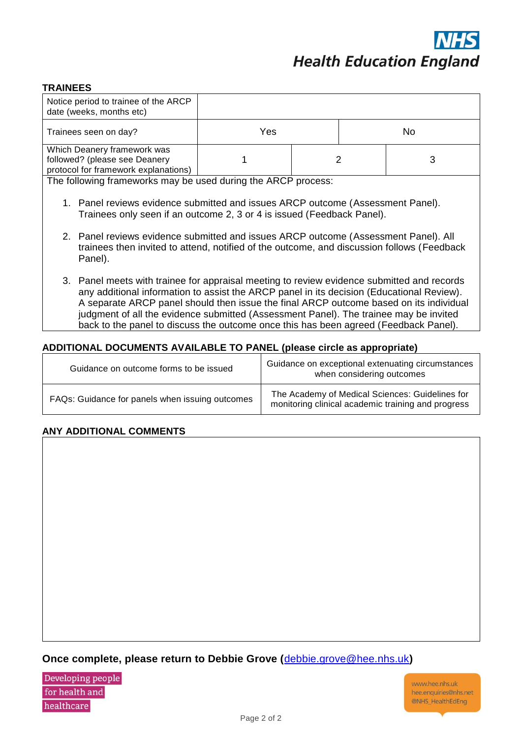**NHS Health Education England**

## TRAINEES

| | | | |
|---|---|---|---|
| Notice period to trainee of the ARCP date (weeks, months etc) | | | |
| Trainees seen on day? | Yes | | No |
| Which Deanery framework was followed? (please see Deanery protocol for framework explanations) | 1 | 2 | 3 |

The following frameworks may be used during the ARCP process:

1. Panel reviews evidence submitted and issues ARCP outcome (Assessment Panel). Trainees only seen if an outcome 2, 3 or 4 is issued (Feedback Panel).

2. Panel reviews evidence submitted and issues ARCP outcome (Assessment Panel). All trainees then invited to attend, notified of the outcome, and discussion follows (Feedback Panel).

3. Panel meets with trainee for appraisal meeting to review evidence submitted and records any additional information to assist the ARCP panel in its decision (Educational Review). A separate ARCP panel should then issue the final ARCP outcome based on its individual judgment of all the evidence submitted (Assessment Panel). The trainee may be invited back to the panel to discuss the outcome once this has been agreed (Feedback Panel).

## ADDITIONAL DOCUMENTS AVAILABLE TO PANEL (please circle as appropriate)

| | |
|---|---|
| Guidance on outcome forms to be issued | Guidance on exceptional extenuating circumstances when considering outcomes |
| FAQs: Guidance for panels when issuing outcomes | The Academy of Medical Sciences: Guidelines for monitoring clinical academic training and progress |

## ANY ADDITIONAL COMMENTS

| |
|---|
| |

**Once complete, please return to Debbie Grove (debbie.grove@hee.nhs.uk)**

Developing people for health and healthcare

www.hee.nhs.uk
hee.enquiries@nhs.net
@NHS_HealthEdEng